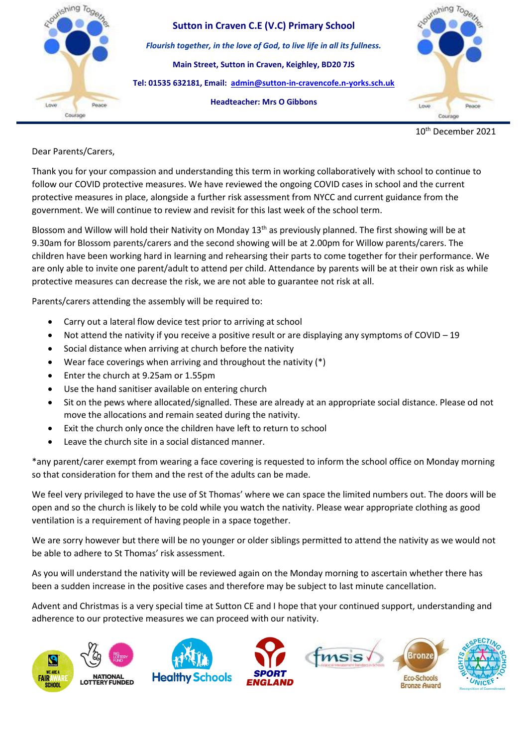# Sutton in Craven C.E (V.C) Primary School

*Flourish together, in the love of God, to live life in all its fullness.*

**Main Street, Sutton in Craven, Keighley, BD20 7JS**

**Tel: 01535 632181, Email: admin@sutton-in-cravencofe.n-yorks.sch.uk**

**Headteacher: Mrs O Gibbons**

10th December 2021

Dear Parents/Carers,

Thank you for your compassion and understanding this term in working collaboratively with school to continue to follow our COVID protective measures. We have reviewed the ongoing COVID cases in school and the current protective measures in place, alongside a further risk assessment from NYCC and current guidance from the government. We will continue to review and revisit for this last week of the school term.

Blossom and Willow will hold their Nativity on Monday 13th as previously planned. The first showing will be at 9.30am for Blossom parents/carers and the second showing will be at 2.00pm for Willow parents/carers. The children have been working hard in learning and rehearsing their parts to come together for their performance. We are only able to invite one parent/adult to attend per child. Attendance by parents will be at their own risk as while protective measures can decrease the risk, we are not able to guarantee not risk at all.

Parents/carers attending the assembly will be required to:

- Carry out a lateral flow device test prior to arriving at school
- Not attend the nativity if you receive a positive result or are displaying any symptoms of COVID – 19
- Social distance when arriving at church before the nativity
- Wear face coverings when arriving and throughout the nativity (*)
- Enter the church at 9.25am or 1.55pm
- Use the hand sanitiser available on entering church
- Sit on the pews where allocated/signalled. These are already at an appropriate social distance. Please od not move the allocations and remain seated during the nativity.
- Exit the church only once the children have left to return to school
- Leave the church site in a social distanced manner.

*any parent/carer exempt from wearing a face covering is requested to inform the school office on Monday morning so that consideration for them and the rest of the adults can be made.

We feel very privileged to have the use of St Thomas' where we can space the limited numbers out. The doors will be open and so the church is likely to be cold while you watch the nativity. Please wear appropriate clothing as good ventilation is a requirement of having people in a space together.

We are sorry however but there will be no younger or older siblings permitted to attend the nativity as we would not be able to adhere to St Thomas' risk assessment.

As you will understand the nativity will be reviewed again on the Monday morning to ascertain whether there has been a sudden increase in the positive cases and therefore may be subject to last minute cancellation.

Advent and Christmas is a very special time at Sutton CE and I hope that your continued support, understanding and adherence to our protective measures we can proceed with our nativity.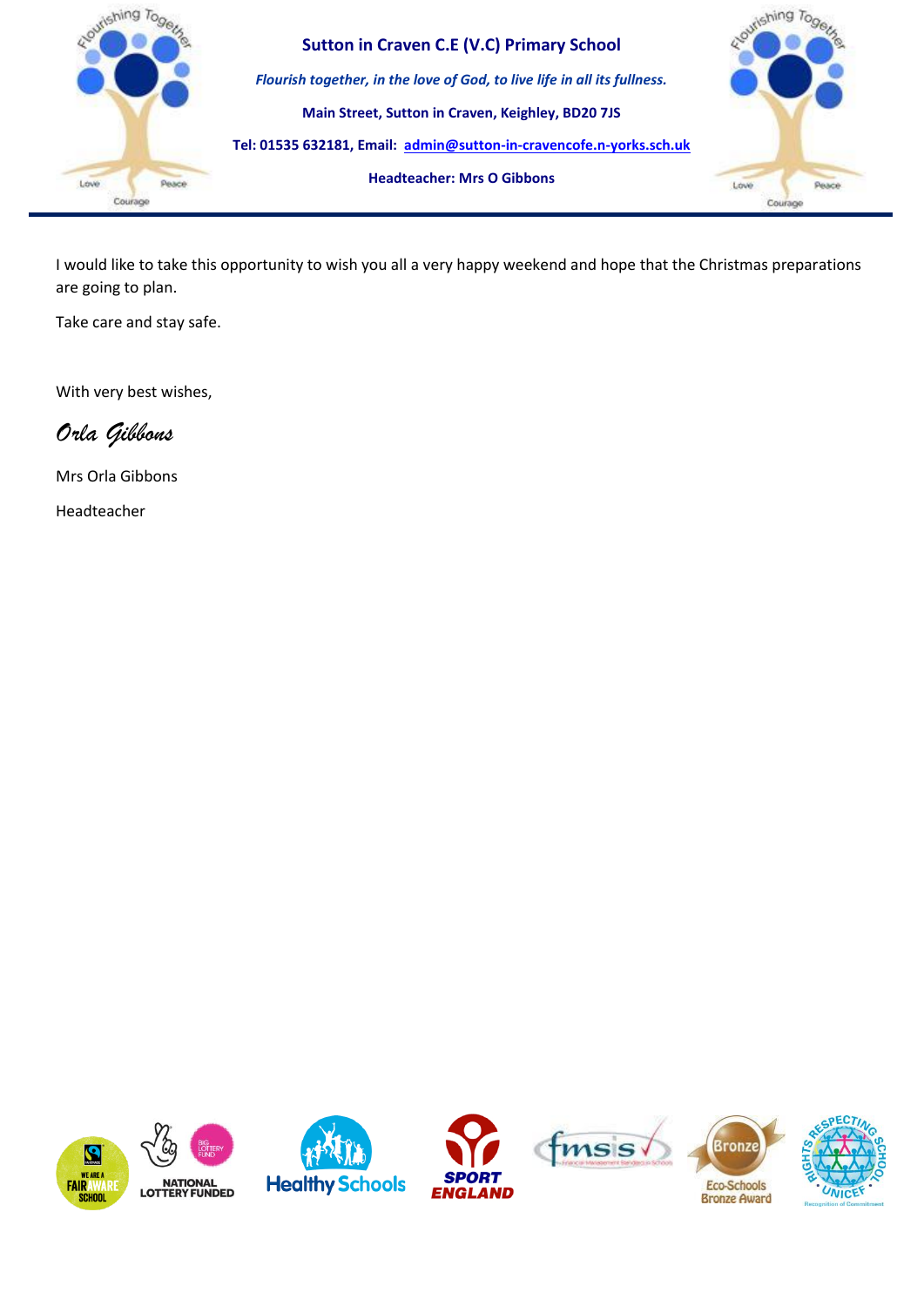**Sutton in Craven C.E (V.C) Primary School**

*Flourish together, in the love of God, to live life in all its fullness.*

**Main Street, Sutton in Craven, Keighley, BD20 7JS**

**Tel: 01535 632181, Email: admin@sutton-in-cravencofe.n-yorks.sch.uk**

**Headteacher: Mrs O Gibbons**

---

I would like to take this opportunity to wish you all a very happy weekend and hope that the Christmas preparations are going to plan.

Take care and stay safe.

With very best wishes,

*Orla Gibbons*

Mrs Orla Gibbons

Headteacher